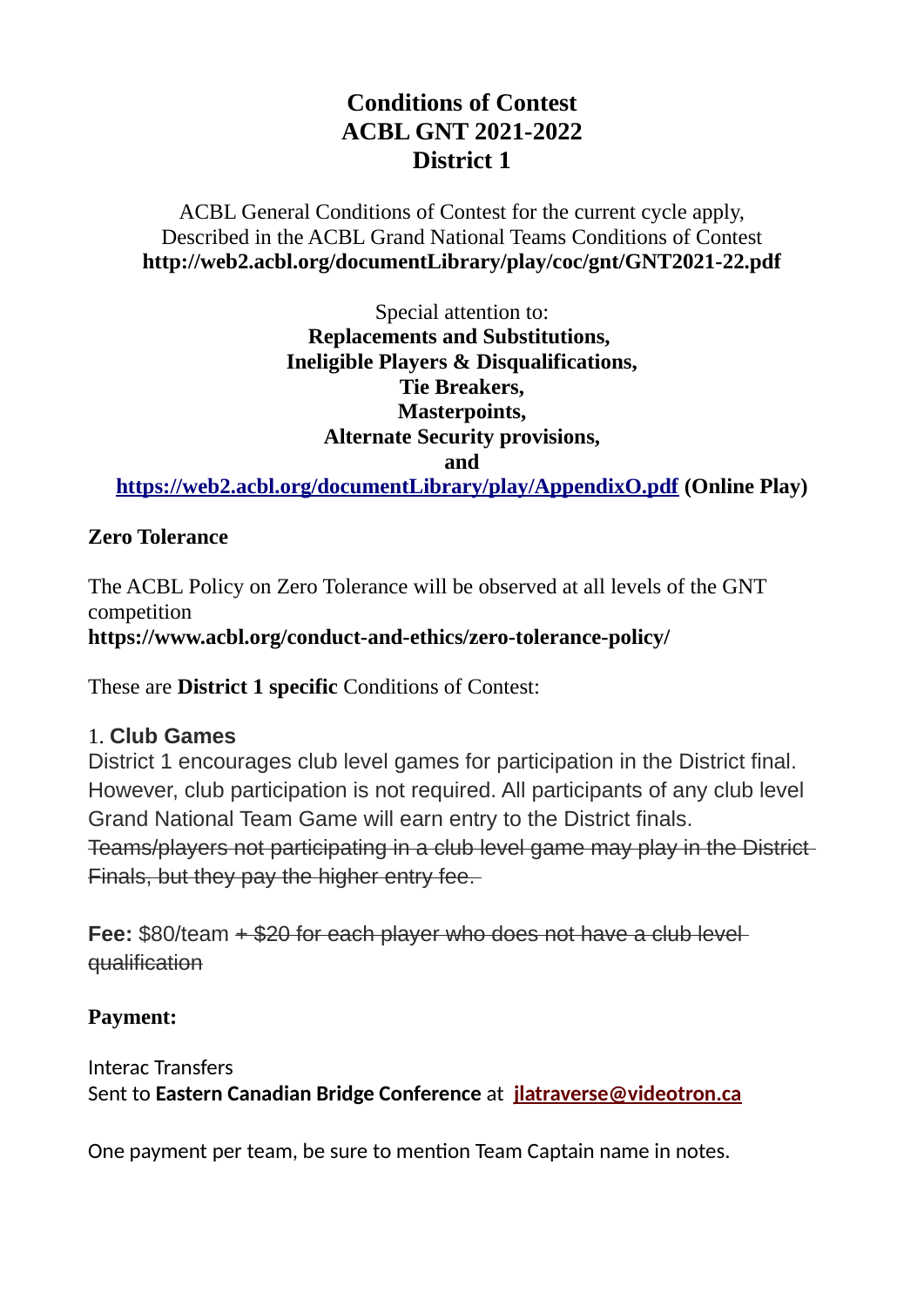# Conditions of Contest
# ACBL GNT 2021-2022
# District 1

ACBL General Conditions of Contest for the current cycle apply,
Described in the ACBL Grand National Teams Conditions of Contest
**http://web2.acbl.org/documentLibrary/play/coc/gnt/GNT2021-22.pdf**

Special attention to:
**Replacements and Substitutions,**
**Ineligible Players & Disqualifications,**
**Tie Breakers,**
**Masterpoints,**
**Alternate Security provisions,**
**and**
**[https://web2.acbl.org/documentLibrary/play/AppendixO.pdf](https://web2.acbl.org/documentLibrary/play/AppendixO.pdf) (Online Play)**

**Zero Tolerance**

The ACBL Policy on Zero Tolerance will be observed at all levels of the GNT competition
**https://www.acbl.org/conduct-and-ethics/zero-tolerance-policy/**

These are **District 1 specific** Conditions of Contest:

1. **Club Games**
District 1 encourages club level games for participation in the District final. However, club participation is not required. All participants of any club level Grand National Team Game will earn entry to the District finals. ~~Teams/players not participating in a club level game may play in the District Finals, but they pay the higher entry fee.~~

**Fee:** $80/team ~~+ $20 for each player who does not have a club level qualification~~

**Payment:**

Interac Transfers
Sent to **Eastern Canadian Bridge Conference** at **[jlatraverse@videotron.ca](mailto:jlatraverse@videotron.ca)**

One payment per team, be sure to mention Team Captain name in notes.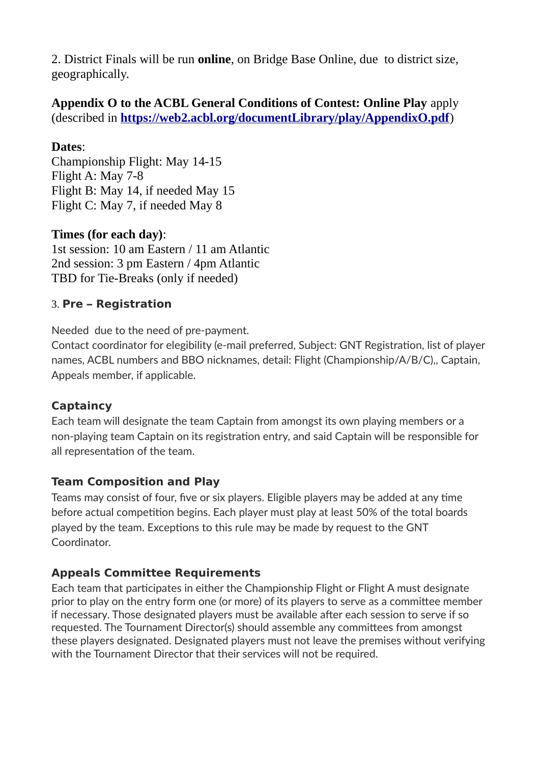2. District Finals will be run **online**, on Bridge Base Online, due  to district size, geographically.

**Appendix O to the ACBL General Conditions of Contest: Online Play** apply (described in **https://web2.acbl.org/documentLibrary/play/AppendixO.pdf**)

**Dates**:
Championship Flight: May 14-15
Flight A: May 7-8
Flight B: May 14, if needed May 15
Flight C: May 7, if needed May 8

**Times (for each day)**:
1st session: 10 am Eastern / 11 am Atlantic
2nd session: 3 pm Eastern / 4pm Atlantic
TBD for Tie-Breaks (only if needed)

### 3. Pre – Registration

Needed  due to the need of pre-payment.
Contact coordinator for elegibility (e-mail preferred, Subject: GNT Registration, list of player names, ACBL numbers and BBO nicknames, detail: Flight (Championship/A/B/C),, Captain, Appeals member, if applicable.

### Captaincy

Each team will designate the team Captain from amongst its own playing members or a non-playing team Captain on its registration entry, and said Captain will be responsible for all representation of the team.

### Team Composition and Play

Teams may consist of four, five or six players. Eligible players may be added at any time before actual competition begins. Each player must play at least 50% of the total boards played by the team. Exceptions to this rule may be made by request to the GNT Coordinator.

### Appeals Committee Requirements

Each team that participates in either the Championship Flight or Flight A must designate prior to play on the entry form one (or more) of its players to serve as a committee member if necessary. Those designated players must be available after each session to serve if so requested. The Tournament Director(s) should assemble any committees from amongst these players designated. Designated players must not leave the premises without verifying with the Tournament Director that their services will not be required.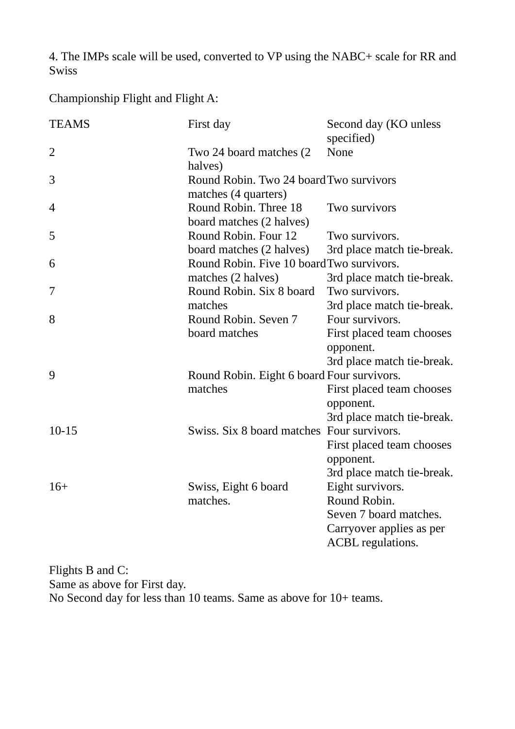4. The IMPs scale will be used, converted to VP using the NABC+ scale for RR and Swiss

Championship Flight and Flight A:

| TEAMS | First day | Second day (KO unless specified) |
|---|---|---|
| 2 | Two 24 board matches (2 halves) | None |
| 3 | Round Robin. Two 24 board matches (4 quarters) | Two survivors |
| 4 | Round Robin. Three 18 board matches (2 halves) | Two survivors |
| 5 | Round Robin. Four 12 board matches (2 halves) | Two survivors. 3rd place match tie-break. |
| 6 | Round Robin. Five 10 board matches (2 halves) | Two survivors. 3rd place match tie-break. |
| 7 | Round Robin. Six 8 board matches | Two survivors. 3rd place match tie-break. |
| 8 | Round Robin. Seven 7 board matches | Four survivors. First placed team chooses opponent. 3rd place match tie-break. |
| 9 | Round Robin. Eight 6 board matches | Four survivors. First placed team chooses opponent. 3rd place match tie-break. |
| 10-15 | Swiss. Six 8 board matches | Four survivors. First placed team chooses opponent. 3rd place match tie-break. |
| 16+ | Swiss, Eight 6 board matches. | Eight survivors. Round Robin. Seven 7 board matches. Carryover applies as per ACBL regulations. |

Flights B and C:
Same as above for First day.
No Second day for less than 10 teams. Same as above for 10+ teams.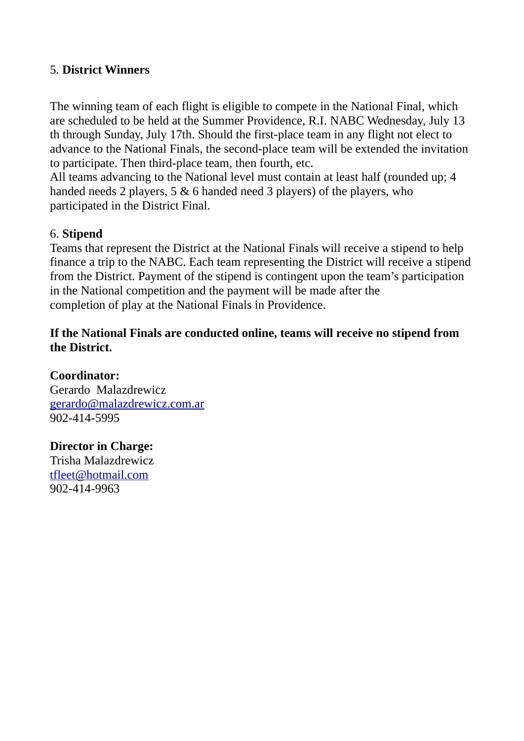5. **District Winners**

The winning team of each flight is eligible to compete in the National Final, which are scheduled to be held at the Summer Providence, R.I. NABC Wednesday, July 13 th through Sunday, July 17th. Should the first-place team in any flight not elect to advance to the National Finals, the second-place team will be extended the invitation to participate. Then third-place team, then fourth, etc.
All teams advancing to the National level must contain at least half (rounded up; 4 handed needs 2 players, 5 & 6 handed need 3 players) of the players, who participated in the District Final.

6. **Stipend**
Teams that represent the District at the National Finals will receive a stipend to help finance a trip to the NABC. Each team representing the District will receive a stipend from the District. Payment of the stipend is contingent upon the team's participation in the National competition and the payment will be made after the completion of play at the National Finals in Providence.

**If the National Finals are conducted online, teams will receive no stipend from the District.**

**Coordinator:**
Gerardo Malazdrewicz
gerardo@malazdrewicz.com.ar
902-414-5995

**Director in Charge:**
Trisha Malazdrewicz
tfleet@hotmail.com
902-414-9963